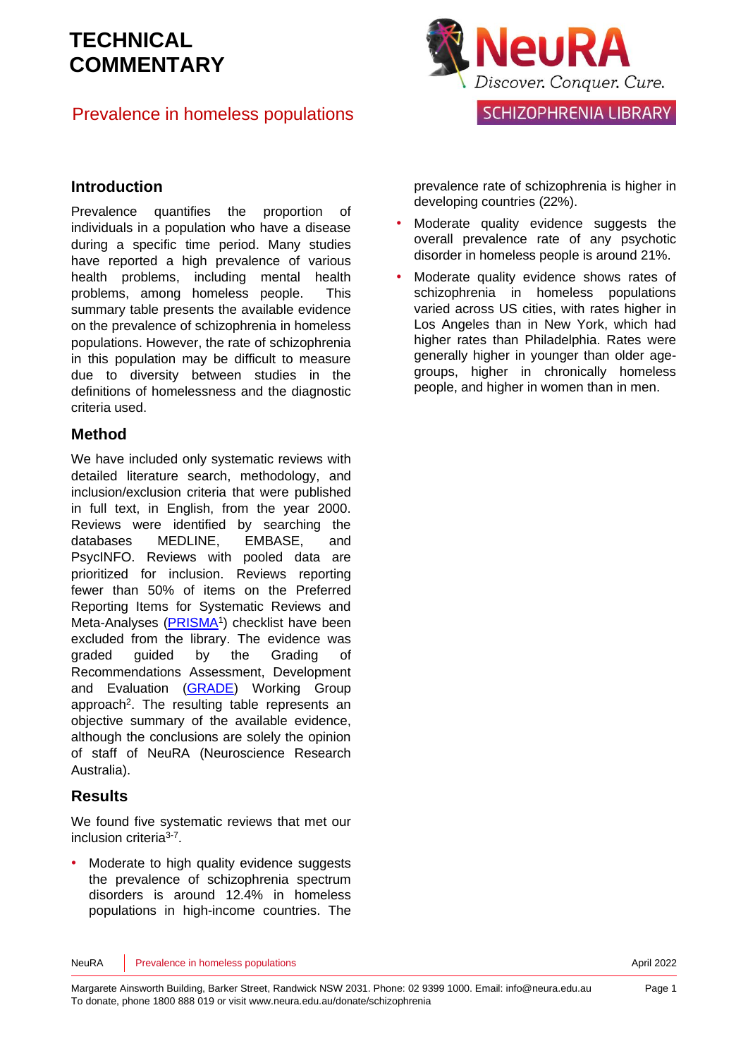# TECHNICAL COMMENTARY

## Prevalence in homeless populations

NeuRA
Discover. Conquer. Cure.
SCHIZOPHRENIA LIBRARY

### Introduction

Prevalence quantifies the proportion of individuals in a population who have a disease during a specific time period. Many studies have reported a high prevalence of various health problems, including mental health problems, among homeless people. This summary table presents the available evidence on the prevalence of schizophrenia in homeless populations. However, the rate of schizophrenia in this population may be difficult to measure due to diversity between studies in the definitions of homelessness and the diagnostic criteria used.

### Method

We have included only systematic reviews with detailed literature search, methodology, and inclusion/exclusion criteria that were published in full text, in English, from the year 2000. Reviews were identified by searching the databases MEDLINE, EMBASE, and PsycINFO. Reviews with pooled data are prioritized for inclusion. Reviews reporting fewer than 50% of items on the Preferred Reporting Items for Systematic Reviews and Meta-Analyses (PRISMA[1]) checklist have been excluded from the library. The evidence was graded guided by the Grading of Recommendations Assessment, Development and Evaluation (GRADE) Working Group approach[2]. The resulting table represents an objective summary of the available evidence, although the conclusions are solely the opinion of staff of NeuRA (Neuroscience Research Australia).

### Results

We found five systematic reviews that met our inclusion criteria[3-7].

- Moderate to high quality evidence suggests the prevalence of schizophrenia spectrum disorders is around 12.4% in homeless populations in high-income countries. The prevalence rate of schizophrenia is higher in developing countries (22%).
- Moderate quality evidence suggests the overall prevalence rate of any psychotic disorder in homeless people is around 21%.
- Moderate quality evidence shows rates of schizophrenia in homeless populations varied across US cities, with rates higher in Los Angeles than in New York, which had higher rates than Philadelphia. Rates were generally higher in younger than older age-groups, higher in chronically homeless people, and higher in women than in men.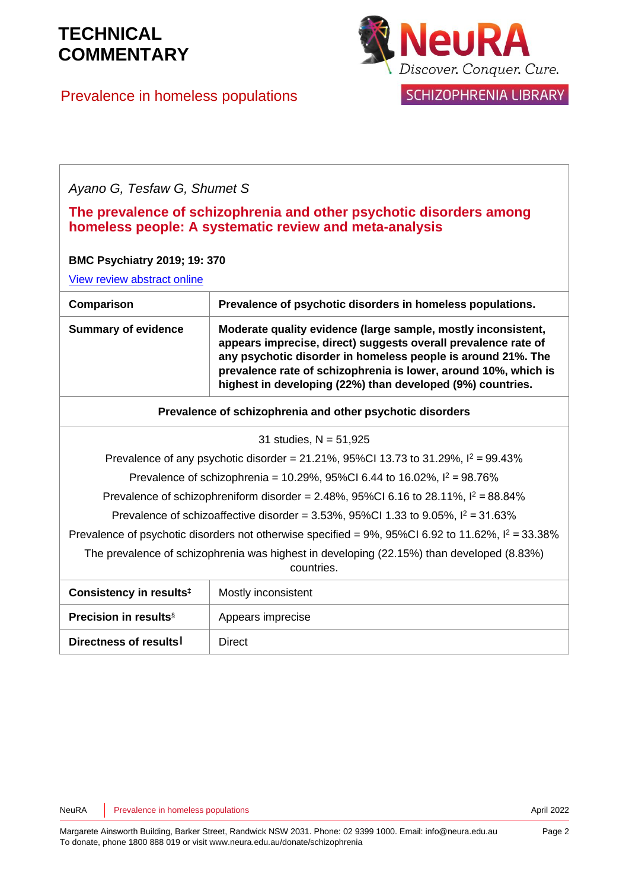*Ayano G, Tesfaw G, Shumet S*

## The prevalence of schizophrenia and other psychotic disorders among homeless people: A systematic review and meta-analysis

**BMC Psychiatry 2019; 19: 370**

View review abstract online

| **Comparison** | **Prevalence of psychotic disorders in homeless populations.** |
|---|---|
| **Summary of evidence** | **Moderate quality evidence (large sample, mostly inconsistent, appears imprecise, direct) suggests overall prevalence rate of any psychotic disorder in homeless people is around 21%. The prevalence rate of schizophrenia is lower, around 10%, which is highest in developing (22%) than developed (9%) countries.** |
| **Prevalence of schizophrenia and other psychotic disorders** | |
| 31 studies, N = 51,925<br>Prevalence of any psychotic disorder = 21.21%, 95%CI 13.73 to 31.29%, $I^2$ = 99.43%<br>Prevalence of schizophrenia = 10.29%, 95%CI 6.44 to 16.02%, $I^2$ = 98.76%<br>Prevalence of schizophreniform disorder = 2.48%, 95%CI 6.16 to 28.11%, $I^2$ = 88.84%<br>Prevalence of schizoaffective disorder = 3.53%, 95%CI 1.33 to 9.05%, $I^2$ = 31.63%<br>Prevalence of psychotic disorders not otherwise specified = 9%, 95%CI 6.92 to 11.62%, $I^2$ = 33.38%<br>The prevalence of schizophrenia was highest in developing (22.15%) than developed (8.83%) countries. | |
| **Consistency in results**‡ | Mostly inconsistent |
| **Precision in results**§ | Appears imprecise |
| **Directness of results**‖ | Direct |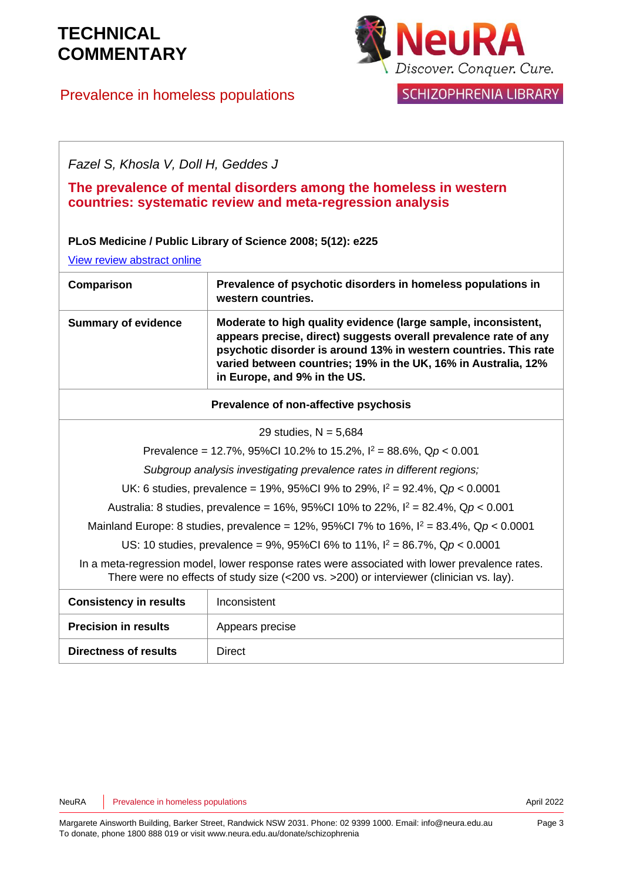# TECHNICAL COMMENTARY

## Prevalence in homeless populations

*Fazel S, Khosla V, Doll H, Geddes J*

### The prevalence of mental disorders among the homeless in western countries: systematic review and meta-regression analysis

**PLoS Medicine / Public Library of Science 2008; 5(12): e225**

View review abstract online

| **Comparison** | **Prevalence of psychotic disorders in homeless populations in western countries.** |
|---|---|
| **Summary of evidence** | **Moderate to high quality evidence (large sample, inconsistent, appears precise, direct) suggests overall prevalence rate of any psychotic disorder is around 13% in western countries. This rate varied between countries; 19% in the UK, 16% in Australia, 12% in Europe, and 9% in the US.** |
| **Prevalence of non-affective psychosis** | |
| 29 studies, N = 5,684<br>Prevalence = 12.7%, 95%CI 10.2% to 15.2%, $I^2$ = 88.6%, Q*p* < 0.001<br>*Subgroup analysis investigating prevalence rates in different regions;*<br>UK: 6 studies, prevalence = 19%, 95%CI 9% to 29%, $I^2$ = 92.4%, Q*p* < 0.0001<br>Australia: 8 studies, prevalence = 16%, 95%CI 10% to 22%, $I^2$ = 82.4%, Q*p* < 0.001<br>Mainland Europe: 8 studies, prevalence = 12%, 95%CI 7% to 16%, $I^2$ = 83.4%, Q*p* < 0.0001<br>US: 10 studies, prevalence = 9%, 95%CI 6% to 11%, $I^2$ = 86.7%, Q*p* < 0.0001<br>In a meta-regression model, lower response rates were associated with lower prevalence rates. There were no effects of study size (<200 vs. >200) or interviewer (clinician vs. lay). | |
| **Consistency in results** | Inconsistent |
| **Precision in results** | Appears precise |
| **Directness of results** | Direct |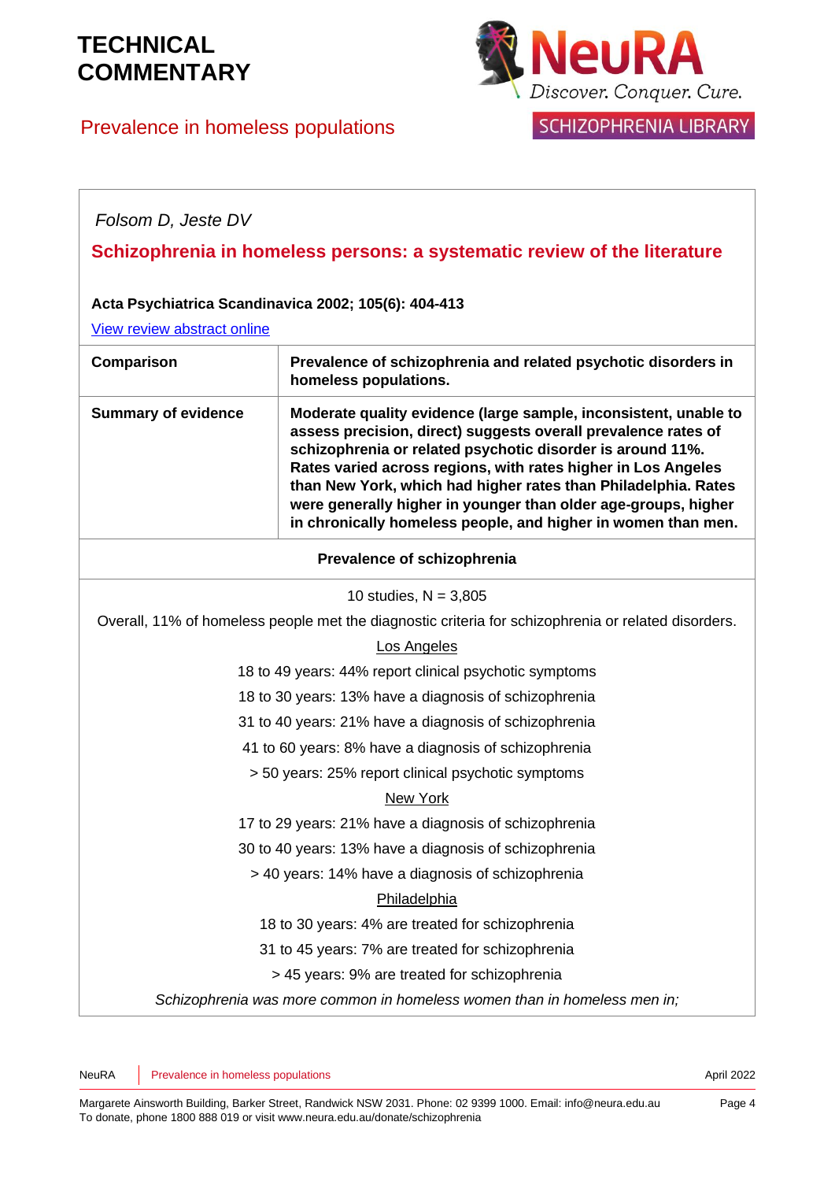# TECHNICAL COMMENTARY

## Prevalence in homeless populations

*Folsom D, Jeste DV*

**Schizophrenia in homeless persons: a systematic review of the literature**

**Acta Psychiatrica Scandinavica 2002; 105(6): 404-413**

View review abstract online

| **Comparison** | **Prevalence of schizophrenia and related psychotic disorders in homeless populations.** |
|---|---|
| **Summary of evidence** | **Moderate quality evidence (large sample, inconsistent, unable to assess precision, direct) suggests overall prevalence rates of schizophrenia or related psychotic disorder is around 11%. Rates varied across regions, with rates higher in Los Angeles than New York, which had higher rates than Philadelphia. Rates were generally higher in younger than older age-groups, higher in chronically homeless people, and higher in women than men.** |
| **Prevalence of schizophrenia** | |
| 10 studies, N = 3,805<br>Overall, 11% of homeless people met the diagnostic criteria for schizophrenia or related disorders.<br>Los Angeles<br>18 to 49 years: 44% report clinical psychotic symptoms<br>18 to 30 years: 13% have a diagnosis of schizophrenia<br>31 to 40 years: 21% have a diagnosis of schizophrenia<br>41 to 60 years: 8% have a diagnosis of schizophrenia<br>> 50 years: 25% report clinical psychotic symptoms<br>New York<br>17 to 29 years: 21% have a diagnosis of schizophrenia<br>30 to 40 years: 13% have a diagnosis of schizophrenia<br>> 40 years: 14% have a diagnosis of schizophrenia<br>Philadelphia<br>18 to 30 years: 4% are treated for schizophrenia<br>31 to 45 years: 7% are treated for schizophrenia<br>> 45 years: 9% are treated for schizophrenia<br>*Schizophrenia was more common in homeless women than in homeless men in;* | |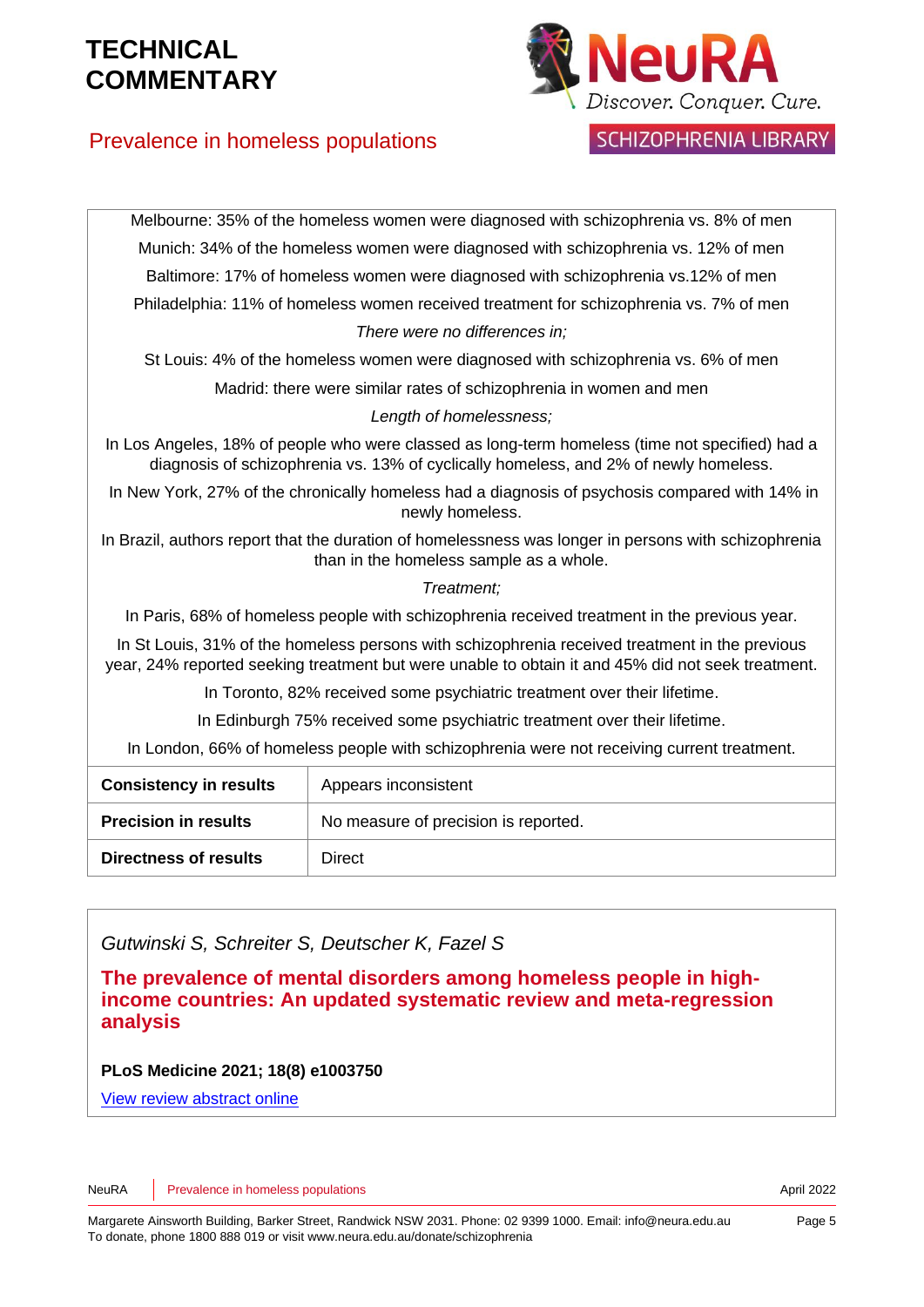Melbourne: 35% of the homeless women were diagnosed with schizophrenia vs. 8% of men

Munich: 34% of the homeless women were diagnosed with schizophrenia vs. 12% of men

Baltimore: 17% of homeless women were diagnosed with schizophrenia vs.12% of men

Philadelphia: 11% of homeless women received treatment for schizophrenia vs. 7% of men

*There were no differences in;*

St Louis: 4% of the homeless women were diagnosed with schizophrenia vs. 6% of men

Madrid: there were similar rates of schizophrenia in women and men

*Length of homelessness;*

In Los Angeles, 18% of people who were classed as long-term homeless (time not specified) had a diagnosis of schizophrenia vs. 13% of cyclically homeless, and 2% of newly homeless.

In New York, 27% of the chronically homeless had a diagnosis of psychosis compared with 14% in newly homeless.

In Brazil, authors report that the duration of homelessness was longer in persons with schizophrenia than in the homeless sample as a whole.

*Treatment;*

In Paris, 68% of homeless people with schizophrenia received treatment in the previous year.

In St Louis, 31% of the homeless persons with schizophrenia received treatment in the previous year, 24% reported seeking treatment but were unable to obtain it and 45% did not seek treatment.

In Toronto, 82% received some psychiatric treatment over their lifetime.

In Edinburgh 75% received some psychiatric treatment over their lifetime.

In London, 66% of homeless people with schizophrenia were not receiving current treatment.

| | |
|---|---|
| **Consistency in results** | Appears inconsistent |
| **Precision in results** | No measure of precision is reported. |
| **Directness of results** | Direct |

*Gutwinski S, Schreiter S, Deutscher K, Fazel S*

**The prevalence of mental disorders among homeless people in high-income countries: An updated systematic review and meta-regression analysis**

**PLoS Medicine 2021; 18(8) e1003750**

View review abstract online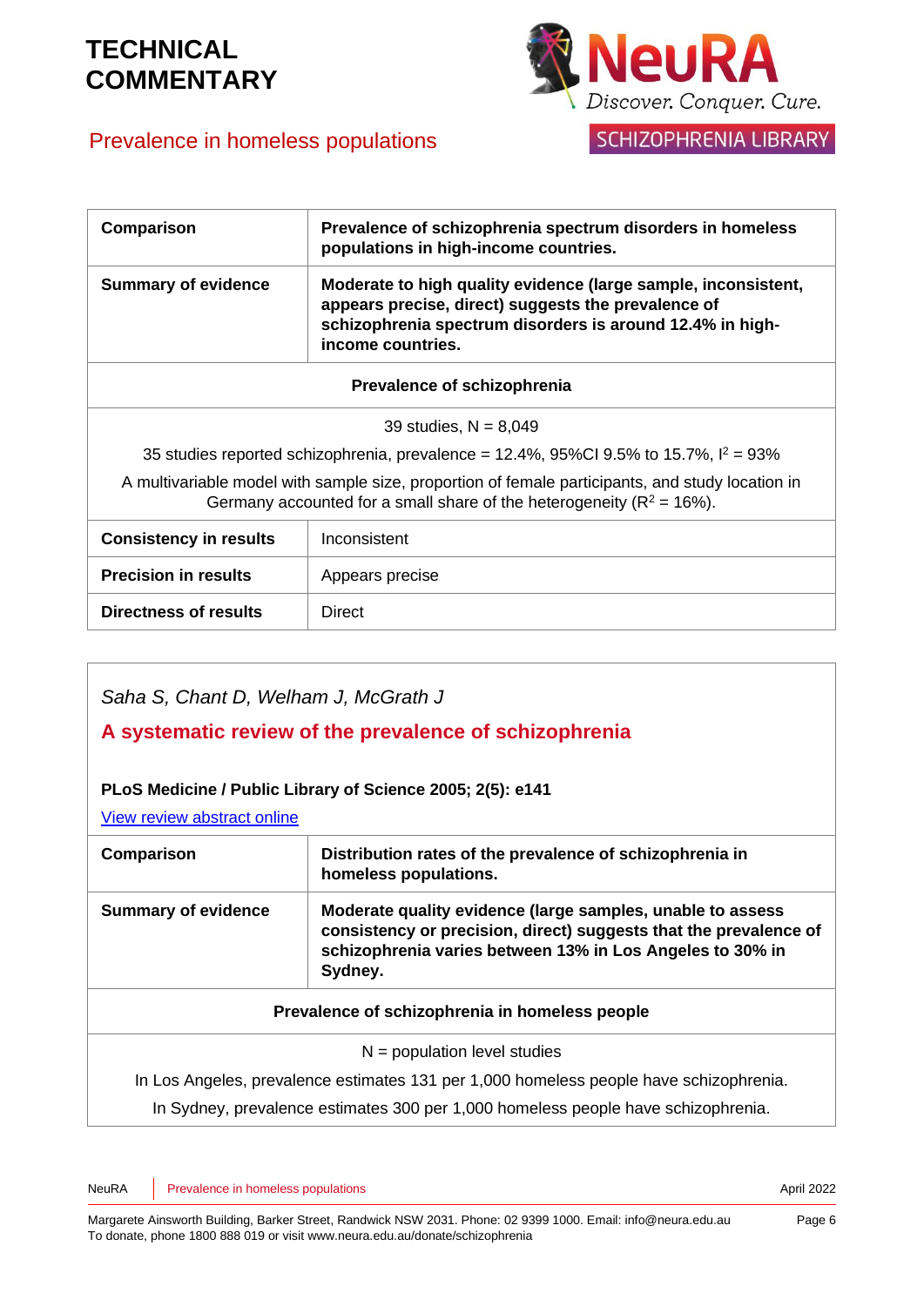| Comparison | Prevalence of schizophrenia spectrum disorders in homeless populations in high-income countries. |
|---|---|
| **Summary of evidence** | **Moderate to high quality evidence (large sample, inconsistent, appears precise, direct) suggests the prevalence of schizophrenia spectrum disorders is around 12.4% in high-income countries.** |
| **Prevalence of schizophrenia** | |
| 39 studies, N = 8,049<br>35 studies reported schizophrenia, prevalence = 12.4%, 95%CI 9.5% to 15.7%, $I^2$ = 93%<br>A multivariable model with sample size, proportion of female participants, and study location in Germany accounted for a small share of the heterogeneity ($R^2$ = 16%). | |
| **Consistency in results** | Inconsistent |
| **Precision in results** | Appears precise |
| **Directness of results** | Direct |

*Saha S, Chant D, Welham J, McGrath J*

## A systematic review of the prevalence of schizophrenia

**PLoS Medicine / Public Library of Science 2005; 2(5): e141**

[View review abstract online]

| Comparison | Distribution rates of the prevalence of schizophrenia in homeless populations. |
|---|---|
| **Summary of evidence** | **Moderate quality evidence (large samples, unable to assess consistency or precision, direct) suggests that the prevalence of schizophrenia varies between 13% in Los Angeles to 30% in Sydney.** |
| **Prevalence of schizophrenia in homeless people** | |
| N = population level studies<br>In Los Angeles, prevalence estimates 131 per 1,000 homeless people have schizophrenia.<br>In Sydney, prevalence estimates 300 per 1,000 homeless people have schizophrenia. | |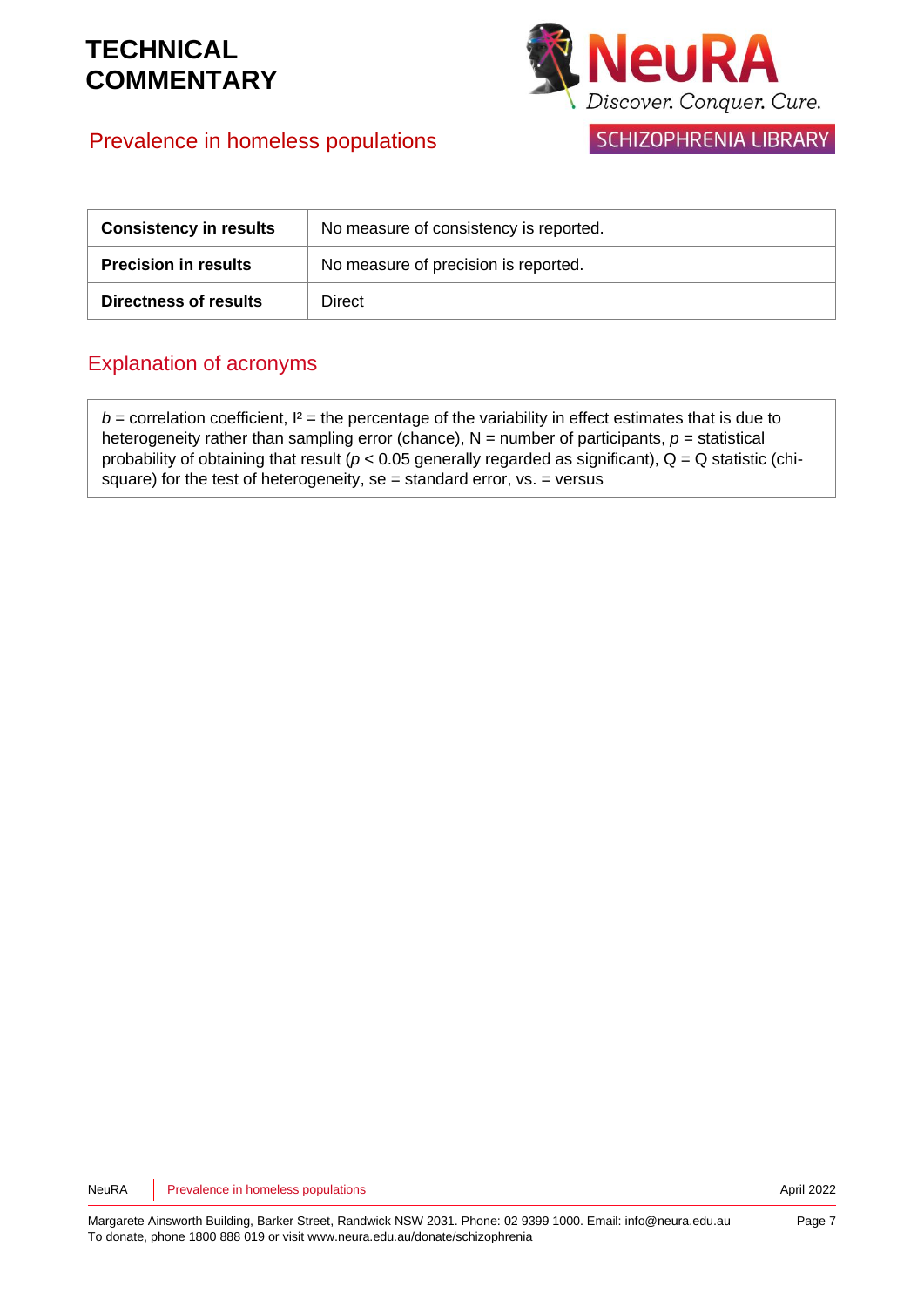| Consistency in results | No measure of consistency is reported. |
| --- | --- |
| **Precision in results** | No measure of precision is reported. |
| **Directness of results** | Direct |

## Explanation of acronyms

*b* = correlation coefficient, $I^2$ = the percentage of the variability in effect estimates that is due to heterogeneity rather than sampling error (chance), N = number of participants, *p* = statistical probability of obtaining that result ($p < 0.05$ generally regarded as significant), Q = Q statistic (chi-square) for the test of heterogeneity, se = standard error, vs. = versus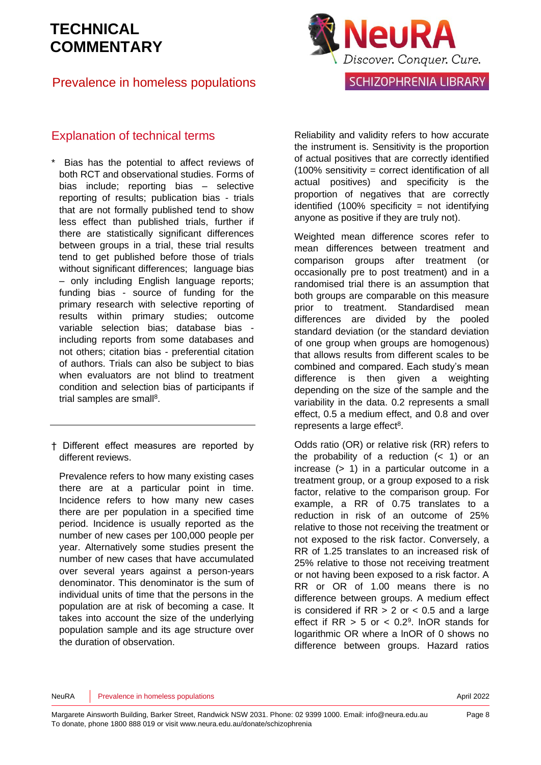## Explanation of technical terms

\* Bias has the potential to affect reviews of both RCT and observational studies. Forms of bias include; reporting bias – selective reporting of results; publication bias - trials that are not formally published tend to show less effect than published trials, further if there are statistically significant differences between groups in a trial, these trial results tend to get published before those of trials without significant differences; language bias – only including English language reports; funding bias - source of funding for the primary research with selective reporting of results within primary studies; outcome variable selection bias; database bias - including reports from some databases and not others; citation bias - preferential citation of authors. Trials can also be subject to bias when evaluators are not blind to treatment condition and selection bias of participants if trial samples are small[8].

† Different effect measures are reported by different reviews.

Prevalence refers to how many existing cases there are at a particular point in time. Incidence refers to how many new cases there are per population in a specified time period. Incidence is usually reported as the number of new cases per 100,000 people per year. Alternatively some studies present the number of new cases that have accumulated over several years against a person-years denominator. This denominator is the sum of individual units of time that the persons in the population are at risk of becoming a case. It takes into account the size of the underlying population sample and its age structure over the duration of observation.

Reliability and validity refers to how accurate the instrument is. Sensitivity is the proportion of actual positives that are correctly identified (100% sensitivity = correct identification of all actual positives) and specificity is the proportion of negatives that are correctly identified (100% specificity = not identifying anyone as positive if they are truly not).

Weighted mean difference scores refer to mean differences between treatment and comparison groups after treatment (or occasionally pre to post treatment) and in a randomised trial there is an assumption that both groups are comparable on this measure prior to treatment. Standardised mean differences are divided by the pooled standard deviation (or the standard deviation of one group when groups are homogenous) that allows results from different scales to be combined and compared. Each study's mean difference is then given a weighting depending on the size of the sample and the variability in the data. 0.2 represents a small effect, 0.5 a medium effect, and 0.8 and over represents a large effect[8].

Odds ratio (OR) or relative risk (RR) refers to the probability of a reduction (< 1) or an increase (> 1) in a particular outcome in a treatment group, or a group exposed to a risk factor, relative to the comparison group. For example, a RR of 0.75 translates to a reduction in risk of an outcome of 25% relative to those not receiving the treatment or not exposed to the risk factor. Conversely, a RR of 1.25 translates to an increased risk of 25% relative to those not receiving treatment or not having been exposed to a risk factor. A RR or OR of 1.00 means there is no difference between groups. A medium effect is considered if RR > 2 or < 0.5 and a large effect if RR > 5 or < 0.2[9]. lnOR stands for logarithmic OR where a lnOR of 0 shows no difference between groups. Hazard ratios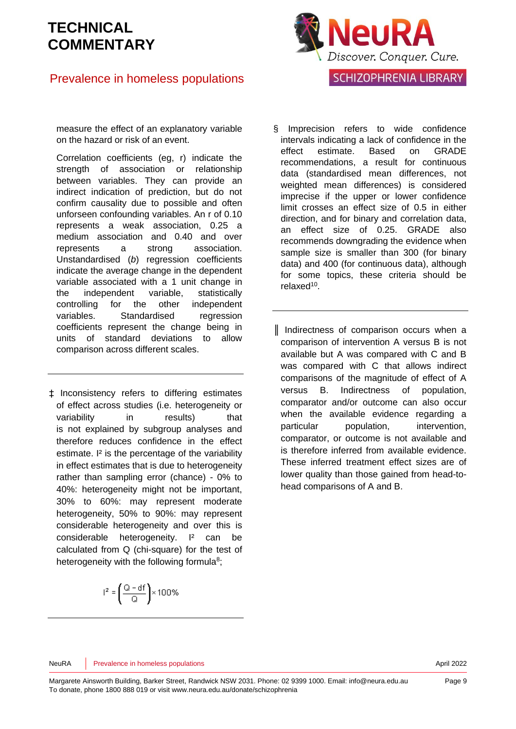measure the effect of an explanatory variable on the hazard or risk of an event.

Correlation coefficients (eg, r) indicate the strength of association or relationship between variables. They can provide an indirect indication of prediction, but do not confirm causality due to possible and often unforseen confounding variables. An r of 0.10 represents a weak association, 0.25 a medium association and 0.40 and over represents a strong association. Unstandardised (*b*) regression coefficients indicate the average change in the dependent variable associated with a 1 unit change in the independent variable, statistically controlling for the other independent variables. Standardised regression coefficients represent the change being in units of standard deviations to allow comparison across different scales.

---

‡ Inconsistency refers to differing estimates of effect across studies (i.e. heterogeneity or variability in results) that is not explained by subgroup analyses and therefore reduces confidence in the effect estimate. $I^2$ is the percentage of the variability in effect estimates that is due to heterogeneity rather than sampling error (chance) - 0% to 40%: heterogeneity might not be important, 30% to 60%: may represent moderate heterogeneity, 50% to 90%: may represent considerable heterogeneity and over this is considerable heterogeneity. $I^2$ can be calculated from Q (chi-square) for the test of heterogeneity with the following formula[8];

$$I^2 = \left(\frac{Q - df}{Q}\right) \times 100\%$$

---

§ Imprecision refers to wide confidence intervals indicating a lack of confidence in the effect estimate. Based on GRADE recommendations, a result for continuous data (standardised mean differences, not weighted mean differences) is considered imprecise if the upper or lower confidence limit crosses an effect size of 0.5 in either direction, and for binary and correlation data, an effect size of 0.25. GRADE also recommends downgrading the evidence when sample size is smaller than 300 (for binary data) and 400 (for continuous data), although for some topics, these criteria should be relaxed[10].

---

‖ Indirectness of comparison occurs when a comparison of intervention A versus B is not available but A was compared with C and B was compared with C that allows indirect comparisons of the magnitude of effect of A versus B. Indirectness of population, comparator and/or outcome can also occur when the available evidence regarding a particular population, intervention, comparator, or outcome is not available and is therefore inferred from available evidence. These inferred treatment effect sizes are of lower quality than those gained from head-to-head comparisons of A and B.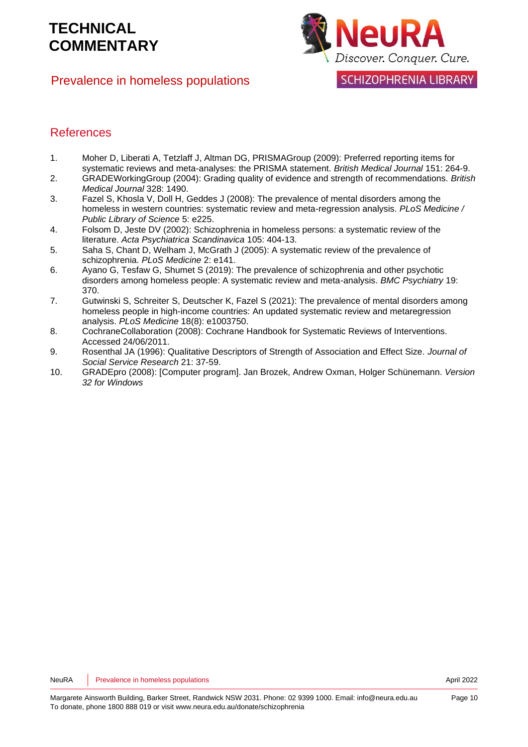## References

1. Moher D, Liberati A, Tetzlaff J, Altman DG, PRISMAGroup (2009): Preferred reporting items for systematic reviews and meta-analyses: the PRISMA statement. *British Medical Journal* 151: 264-9.
2. GRADEWorkingGroup (2004): Grading quality of evidence and strength of recommendations. *British Medical Journal* 328: 1490.
3. Fazel S, Khosla V, Doll H, Geddes J (2008): The prevalence of mental disorders among the homeless in western countries: systematic review and meta-regression analysis. *PLoS Medicine / Public Library of Science* 5: e225.
4. Folsom D, Jeste DV (2002): Schizophrenia in homeless persons: a systematic review of the literature. *Acta Psychiatrica Scandinavica* 105: 404-13.
5. Saha S, Chant D, Welham J, McGrath J (2005): A systematic review of the prevalence of schizophrenia. *PLoS Medicine* 2: e141.
6. Ayano G, Tesfaw G, Shumet S (2019): The prevalence of schizophrenia and other psychotic disorders among homeless people: A systematic review and meta-analysis. *BMC Psychiatry* 19: 370.
7. Gutwinski S, Schreiter S, Deutscher K, Fazel S (2021): The prevalence of mental disorders among homeless people in high-income countries: An updated systematic review and metaregression analysis. *PLoS Medicine* 18(8): e1003750.
8. CochraneCollaboration (2008): Cochrane Handbook for Systematic Reviews of Interventions. Accessed 24/06/2011.
9. Rosenthal JA (1996): Qualitative Descriptors of Strength of Association and Effect Size. *Journal of Social Service Research* 21: 37-59.
10. GRADEpro (2008): [Computer program]. Jan Brozek, Andrew Oxman, Holger Schünemann. *Version 32 for Windows*